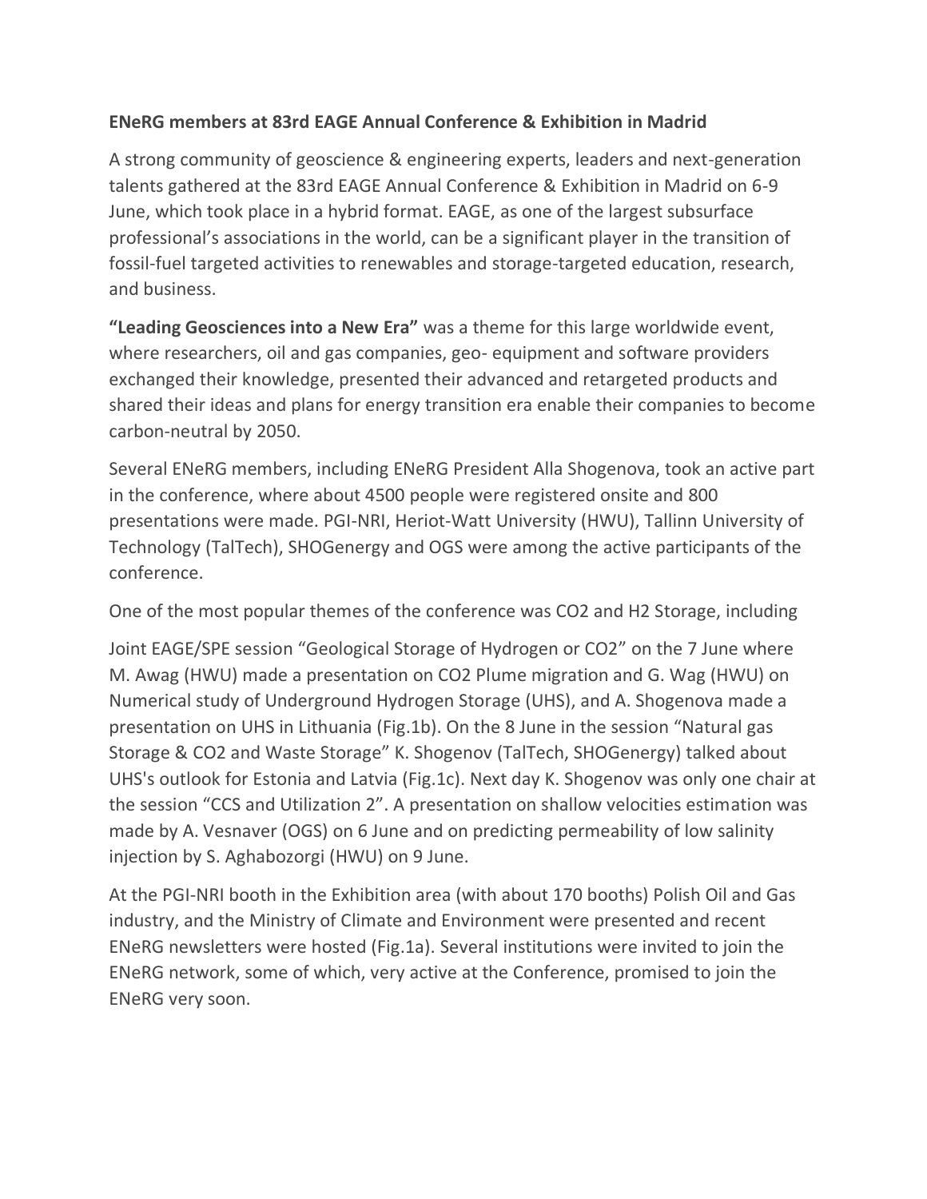**ENeRG members at 83rd EAGE Annual Conference & Exhibition in Madrid**

A strong community of geoscience & engineering experts, leaders and next-generation talents gathered at the 83rd EAGE Annual Conference & Exhibition in Madrid on 6-9 June, which took place in a hybrid format. EAGE, as one of the largest subsurface professional's associations in the world, can be a significant player in the transition of fossil-fuel targeted activities to renewables and storage-targeted education, research, and business.

**"Leading Geosciences into a New Era"** was a theme for this large worldwide event, where researchers, oil and gas companies, geo- equipment and software providers exchanged their knowledge, presented their advanced and retargeted products and shared their ideas and plans for energy transition era enable their companies to become carbon-neutral by 2050.

Several ENeRG members, including ENeRG President Alla Shogenova, took an active part in the conference, where about 4500 people were registered onsite and 800 presentations were made. PGI-NRI, Heriot-Watt University (HWU), Tallinn University of Technology (TalTech), SHOGenergy and OGS were among the active participants of the conference.

One of the most popular themes of the conference was $CO_2$ and $H_2$ Storage, including

Joint EAGE/SPE session "Geological Storage of Hydrogen or $CO_2$" on the 7 June where M. Awag (HWU) made a presentation on $CO_2$ Plume migration and G. Wag (HWU) on Numerical study of Underground Hydrogen Storage (UHS), and A. Shogenova made a presentation on UHS in Lithuania (Fig.1b). On the 8 June in the session "Natural gas Storage & $CO_2$ and Waste Storage" K. Shogenov (TalTech, SHOGenergy) talked about UHS's outlook for Estonia and Latvia (Fig.1c). Next day K. Shogenov was only one chair at the session "CCS and Utilization 2". A presentation on shallow velocities estimation was made by A. Vesnaver (OGS) on 6 June and on predicting permeability of low salinity injection by S. Aghabozorgi (HWU) on 9 June.

At the PGI-NRI booth in the Exhibition area (with about 170 booths) Polish Oil and Gas industry, and the Ministry of Climate and Environment were presented and recent ENeRG newsletters were hosted (Fig.1a). Several institutions were invited to join the ENeRG network, some of which, very active at the Conference, promised to join the ENeRG very soon.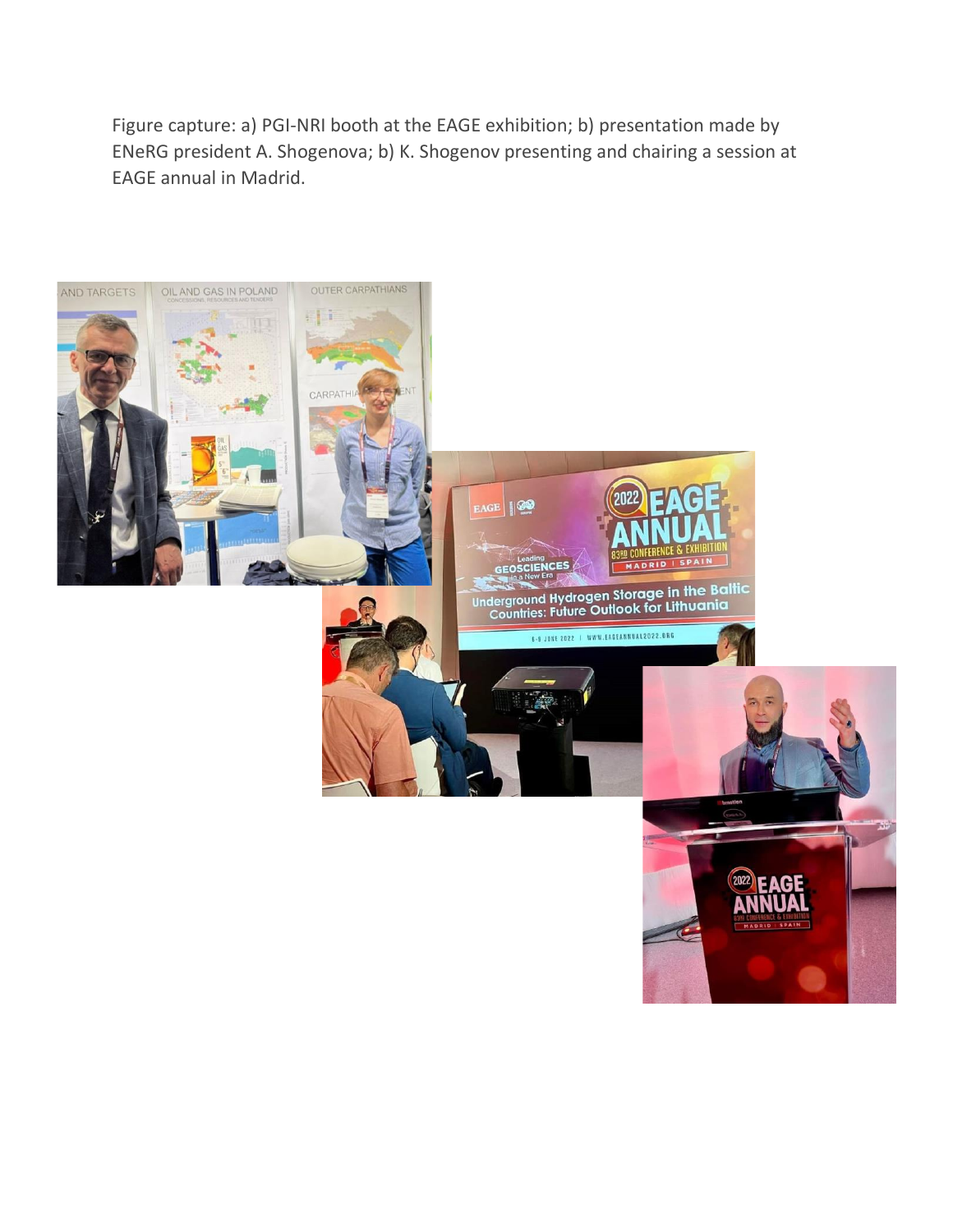Figure capture: a) PGI-NRI booth at the EAGE exhibition; b) presentation made by ENeRG president A. Shogenova; b) K. Shogenov presenting and chairing a session at EAGE annual in Madrid.